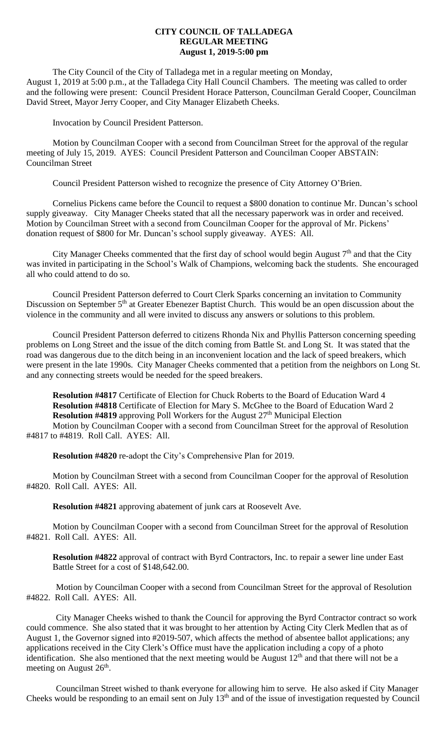**CITY COUNCIL OF TALLADEGA**
**REGULAR MEETING**
**August 1, 2019-5:00 pm**

The City Council of the City of Talladega met in a regular meeting on Monday, August 1, 2019 at 5:00 p.m., at the Talladega City Hall Council Chambers. The meeting was called to order and the following were present: Council President Horace Patterson, Councilman Gerald Cooper, Councilman David Street, Mayor Jerry Cooper, and City Manager Elizabeth Cheeks.

Invocation by Council President Patterson.

Motion by Councilman Cooper with a second from Councilman Street for the approval of the regular meeting of July 15, 2019. AYES: Council President Patterson and Councilman Cooper ABSTAIN: Councilman Street

Council President Patterson wished to recognize the presence of City Attorney O'Brien.

Cornelius Pickens came before the Council to request a $800 donation to continue Mr. Duncan's school supply giveaway. City Manager Cheeks stated that all the necessary paperwork was in order and received. Motion by Councilman Street with a second from Councilman Cooper for the approval of Mr. Pickens' donation request of $800 for Mr. Duncan's school supply giveaway. AYES: All.

City Manager Cheeks commented that the first day of school would begin August 7th and that the City was invited in participating in the School's Walk of Champions, welcoming back the students. She encouraged all who could attend to do so.

Council President Patterson deferred to Court Clerk Sparks concerning an invitation to Community Discussion on September 5th at Greater Ebenezer Baptist Church. This would be an open discussion about the violence in the community and all were invited to discuss any answers or solutions to this problem.

Council President Patterson deferred to citizens Rhonda Nix and Phyllis Patterson concerning speeding problems on Long Street and the issue of the ditch coming from Battle St. and Long St. It was stated that the road was dangerous due to the ditch being in an inconvenient location and the lack of speed breakers, which were present in the late 1990s. City Manager Cheeks commented that a petition from the neighbors on Long St. and any connecting streets would be needed for the speed breakers.

**Resolution #4817** Certificate of Election for Chuck Roberts to the Board of Education Ward 4
**Resolution #4818** Certificate of Election for Mary S. McGhee to the Board of Education Ward 2
**Resolution #4819** approving Poll Workers for the August 27th Municipal Election
Motion by Councilman Cooper with a second from Councilman Street for the approval of Resolution #4817 to #4819. Roll Call. AYES: All.

**Resolution #4820** re-adopt the City's Comprehensive Plan for 2019.

Motion by Councilman Street with a second from Councilman Cooper for the approval of Resolution #4820. Roll Call. AYES: All.

**Resolution #4821** approving abatement of junk cars at Roosevelt Ave.

Motion by Councilman Cooper with a second from Councilman Street for the approval of Resolution #4821. Roll Call. AYES: All.

**Resolution #4822** approval of contract with Byrd Contractors, Inc. to repair a sewer line under East Battle Street for a cost of $148,642.00.

Motion by Councilman Cooper with a second from Councilman Street for the approval of Resolution #4822. Roll Call. AYES: All.

City Manager Cheeks wished to thank the Council for approving the Byrd Contractor contract so work could commence. She also stated that it was brought to her attention by Acting City Clerk Medlen that as of August 1, the Governor signed into #2019-507, which affects the method of absentee ballot applications; any applications received in the City Clerk's Office must have the application including a copy of a photo identification. She also mentioned that the next meeting would be August 12th and that there will not be a meeting on August 26th.

Councilman Street wished to thank everyone for allowing him to serve. He also asked if City Manager Cheeks would be responding to an email sent on July 13th and of the issue of investigation requested by Council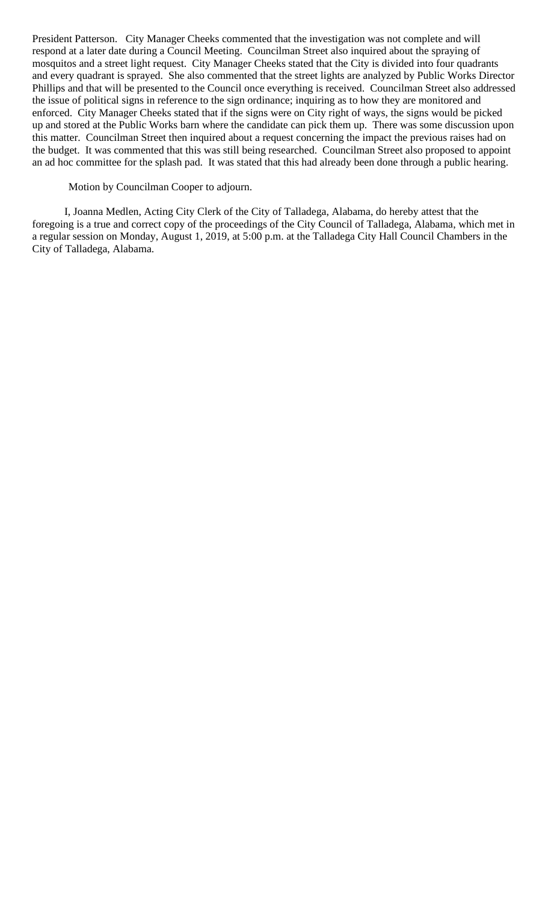President Patterson. City Manager Cheeks commented that the investigation was not complete and will respond at a later date during a Council Meeting. Councilman Street also inquired about the spraying of mosquitos and a street light request. City Manager Cheeks stated that the City is divided into four quadrants and every quadrant is sprayed. She also commented that the street lights are analyzed by Public Works Director Phillips and that will be presented to the Council once everything is received. Councilman Street also addressed the issue of political signs in reference to the sign ordinance; inquiring as to how they are monitored and enforced. City Manager Cheeks stated that if the signs were on City right of ways, the signs would be picked up and stored at the Public Works barn where the candidate can pick them up. There was some discussion upon this matter. Councilman Street then inquired about a request concerning the impact the previous raises had on the budget. It was commented that this was still being researched. Councilman Street also proposed to appoint an ad hoc committee for the splash pad. It was stated that this had already been done through a public hearing.

Motion by Councilman Cooper to adjourn.

I, Joanna Medlen, Acting City Clerk of the City of Talladega, Alabama, do hereby attest that the foregoing is a true and correct copy of the proceedings of the City Council of Talladega, Alabama, which met in a regular session on Monday, August 1, 2019, at 5:00 p.m. at the Talladega City Hall Council Chambers in the City of Talladega, Alabama.